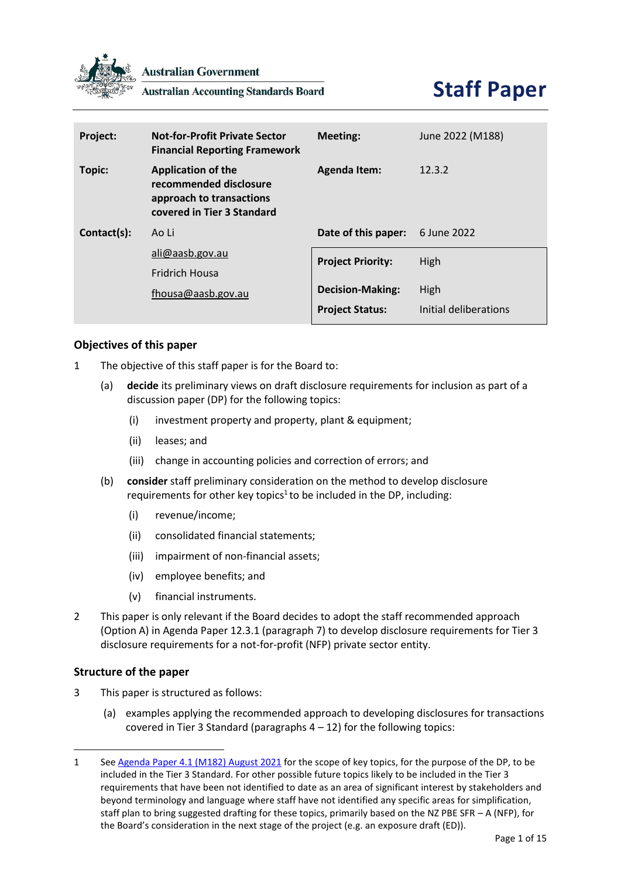Australian Government

Australian Accounting Standards Board

# Staff Paper

| | | | |
|---|---|---|---|
| **Project:** | **Not-for-Profit Private Sector Financial Reporting Framework** | **Meeting:** | June 2022 (M188) |
| **Topic:** | **Application of the recommended disclosure approach to transactions covered in Tier 3 Standard** | **Agenda Item:** | 12.3.2 |
| **Contact(s):** | Ao Li | **Date of this paper:** | 6 June 2022 |
| | ali@aasb.gov.au | **Project Priority:** | High |
| | Fridrich Housa | | |
| | fhousa@aasb.gov.au | **Decision-Making:** | High |
| | | **Project Status:** | Initial deliberations |

## Objectives of this paper

1 The objective of this staff paper is for the Board to:

(a) **decide** its preliminary views on draft disclosure requirements for inclusion as part of a discussion paper (DP) for the following topics:

(i) investment property and property, plant & equipment;

(ii) leases; and

(iii) change in accounting policies and correction of errors; and

(b) **consider** staff preliminary consideration on the method to develop disclosure requirements for other key topics[1] to be included in the DP, including:

(i) revenue/income;

(ii) consolidated financial statements;

(iii) impairment of non-financial assets;

(iv) employee benefits; and

(v) financial instruments.

2 This paper is only relevant if the Board decides to adopt the staff recommended approach (Option A) in Agenda Paper 12.3.1 (paragraph 7) to develop disclosure requirements for Tier 3 disclosure requirements for a not-for-profit (NFP) private sector entity.

## Structure of the paper

3 This paper is structured as follows:

(a) examples applying the recommended approach to developing disclosures for transactions covered in Tier 3 Standard (paragraphs 4 – 12) for the following topics:

---

1 See Agenda Paper 4.1 (M182) August 2021 for the scope of key topics, for the purpose of the DP, to be included in the Tier 3 Standard. For other possible future topics likely to be included in the Tier 3 requirements that have been not identified to date as an area of significant interest by stakeholders and beyond terminology and language where staff have not identified any specific areas for simplification, staff plan to bring suggested drafting for these topics, primarily based on the NZ PBE SFR – A (NFP), for the Board's consideration in the next stage of the project (e.g. an exposure draft (ED)).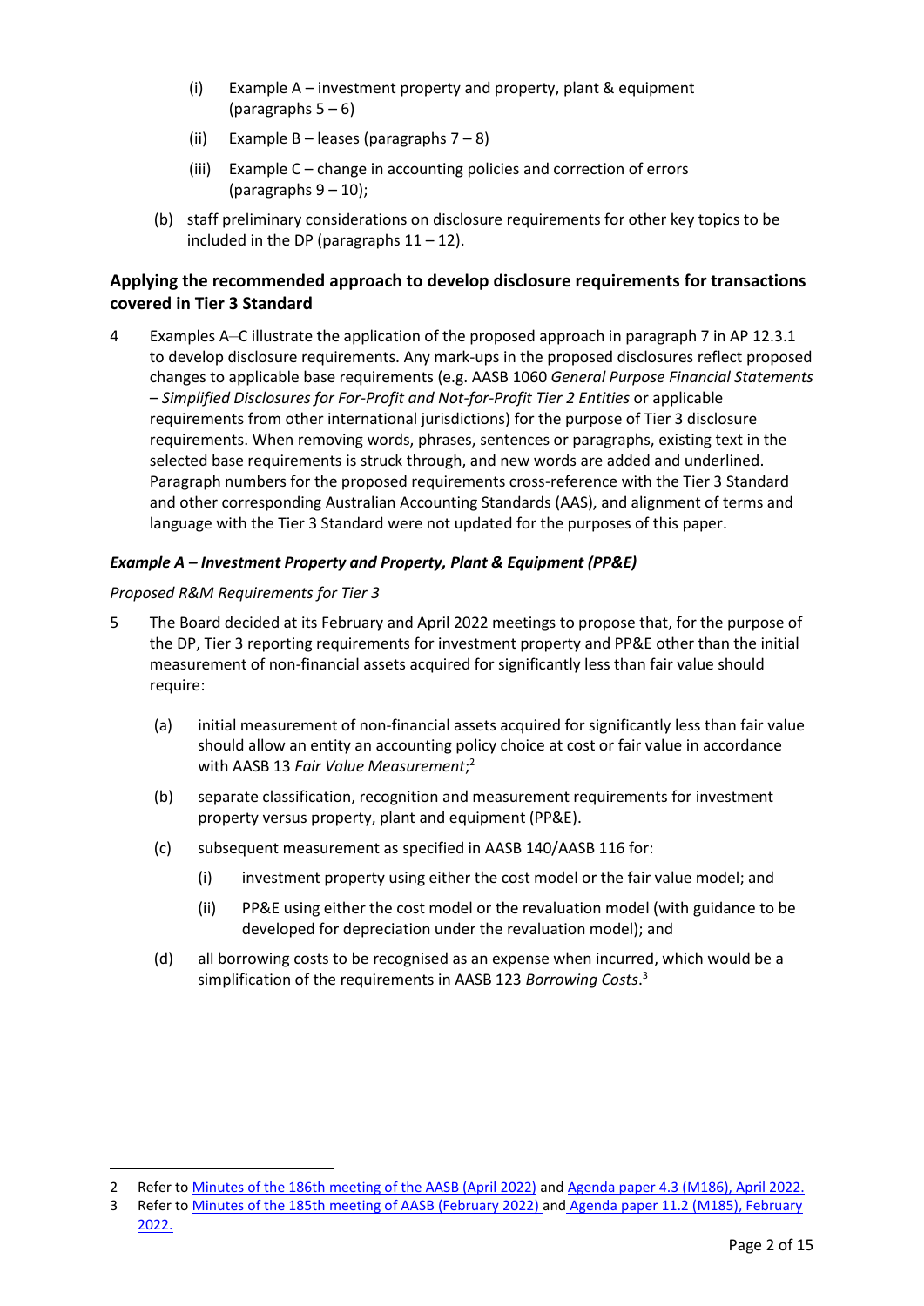(i) Example A – investment property and property, plant & equipment (paragraphs 5 – 6)

(ii) Example B – leases (paragraphs 7 – 8)

(iii) Example C – change in accounting policies and correction of errors (paragraphs 9 – 10);

(b) staff preliminary considerations on disclosure requirements for other key topics to be included in the DP (paragraphs 11 – 12).

### Applying the recommended approach to develop disclosure requirements for transactions covered in Tier 3 Standard

4 Examples A–C illustrate the application of the proposed approach in paragraph 7 in AP 12.3.1 to develop disclosure requirements. Any mark-ups in the proposed disclosures reflect proposed changes to applicable base requirements (e.g. AASB 1060 *General Purpose Financial Statements – Simplified Disclosures for For-Profit and Not-for-Profit Tier 2 Entities* or applicable requirements from other international jurisdictions) for the purpose of Tier 3 disclosure requirements. When removing words, phrases, sentences or paragraphs, existing text in the selected base requirements is struck through, and new words are added and underlined. Paragraph numbers for the proposed requirements cross-reference with the Tier 3 Standard and other corresponding Australian Accounting Standards (AAS), and alignment of terms and language with the Tier 3 Standard were not updated for the purposes of this paper.

#### *Example A – Investment Property and Property, Plant & Equipment (PP&E)*

*Proposed R&M Requirements for Tier 3*

5 The Board decided at its February and April 2022 meetings to propose that, for the purpose of the DP, Tier 3 reporting requirements for investment property and PP&E other than the initial measurement of non-financial assets acquired for significantly less than fair value should require:

(a) initial measurement of non-financial assets acquired for significantly less than fair value should allow an entity an accounting policy choice at cost or fair value in accordance with AASB 13 *Fair Value Measurement*;[2]

(b) separate classification, recognition and measurement requirements for investment property versus property, plant and equipment (PP&E).

(c) subsequent measurement as specified in AASB 140/AASB 116 for:

(i) investment property using either the cost model or the fair value model; and

(ii) PP&E using either the cost model or the revaluation model (with guidance to be developed for depreciation under the revaluation model); and

(d) all borrowing costs to be recognised as an expense when incurred, which would be a simplification of the requirements in AASB 123 *Borrowing Costs*.[3]

---

2 Refer to Minutes of the 186th meeting of the AASB (April 2022) and Agenda paper 4.3 (M186), April 2022.

3 Refer to Minutes of the 185th meeting of AASB (February 2022) and Agenda paper 11.2 (M185), February 2022.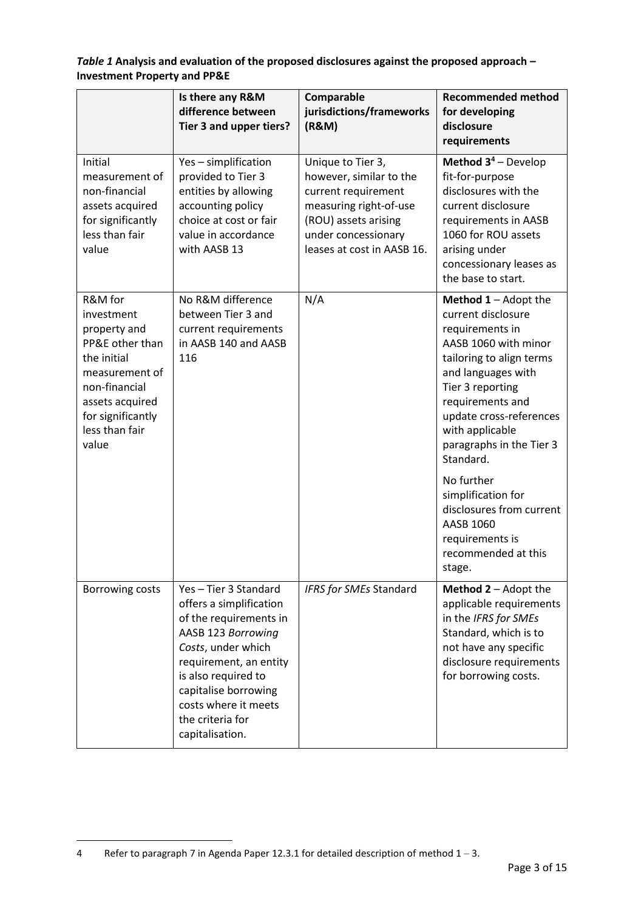***Table 1* Analysis and evaluation of the proposed disclosures against the proposed approach – Investment Property and PP&E**

| | Is there any R&M difference between Tier 3 and upper tiers? | Comparable jurisdictions/frameworks (R&M) | Recommended method for developing disclosure requirements |
|---|---|---|---|
| Initial measurement of non-financial assets acquired for significantly less than fair value | Yes – simplification provided to Tier 3 entities by allowing accounting policy choice at cost or fair value in accordance with AASB 13 | Unique to Tier 3, however, similar to the current requirement measuring right-of-use (ROU) assets arising under concessionary leases at cost in AASB 16. | **Method 3**[4] – Develop fit-for-purpose disclosures with the current disclosure requirements in AASB 1060 for ROU assets arising under concessionary leases as the base to start. |
| R&M for investment property and PP&E other than the initial measurement of non-financial assets acquired for significantly less than fair value | No R&M difference between Tier 3 and current requirements in AASB 140 and AASB 116 | N/A | **Method 1** – Adopt the current disclosure requirements in AASB 1060 with minor tailoring to align terms and languages with Tier 3 reporting requirements and update cross-references with applicable paragraphs in the Tier 3 Standard.<br><br>No further simplification for disclosures from current AASB 1060 requirements is recommended at this stage. |
| Borrowing costs | Yes – Tier 3 Standard offers a simplification of the requirements in AASB 123 *Borrowing Costs*, under which requirement, an entity is also required to capitalise borrowing costs where it meets the criteria for capitalisation. | *IFRS for SMEs* Standard | **Method 2** – Adopt the applicable requirements in the *IFRS for SMEs* Standard, which is to not have any specific disclosure requirements for borrowing costs. |

4 Refer to paragraph 7 in Agenda Paper 12.3.1 for detailed description of method 1 – 3.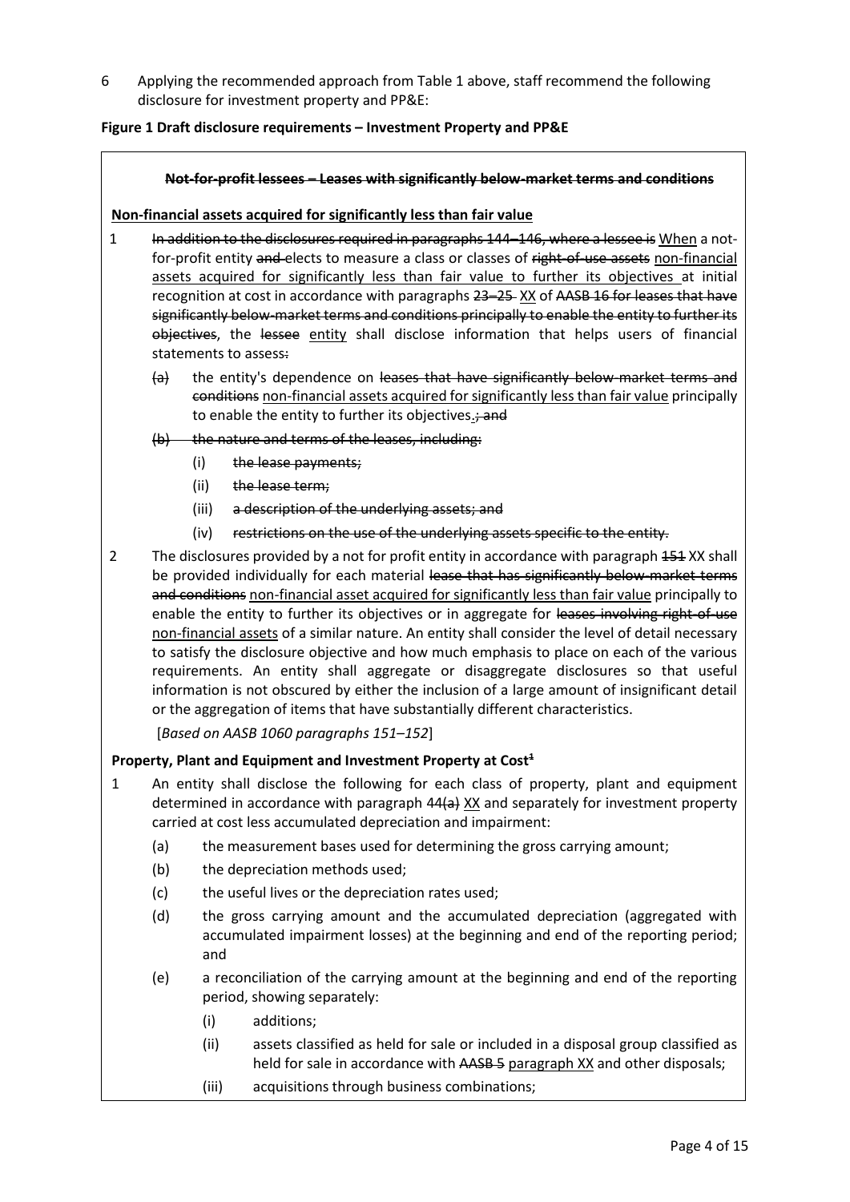6 Applying the recommended approach from Table 1 above, staff recommend the following disclosure for investment property and PP&E:

**Figure 1 Draft disclosure requirements – Investment Property and PP&E**

~~**Not-for-profit lessees – Leases with significantly below-market terms and conditions**~~

**<u>Non-financial assets acquired for significantly less than fair value</u>**

1 ~~In addition to the disclosures required in paragraphs 144–146, where a lessee is~~ <u>When</u> a not-for-profit entity ~~and~~ elects to measure a class or classes of ~~right-of-use assets~~ <u>non-financial assets acquired for significantly less than fair value to further its objectives</u> at initial recognition at cost in accordance with paragraphs ~~23–25~~ <u>XX</u> of ~~AASB 16 for leases that have significantly below-market terms and conditions principally to enable the entity to further its objectives~~, the ~~lessee~~ <u>entity</u> shall disclose information that helps users of financial statements to assess~~:~~

~~(a)~~ the entity's dependence on ~~leases that have significantly below-market terms and conditions~~ <u>non-financial assets acquired for significantly less than fair value</u> principally to enable the entity to further its objectives<u>.</u>~~; and~~

~~(b) the nature and terms of the leases, including:~~

- (i) ~~the lease payments;~~
- (ii) ~~the lease term;~~
- (iii) ~~a description of the underlying assets; and~~
- (iv) ~~restrictions on the use of the underlying assets specific to the entity.~~

2 The disclosures provided by a not for profit entity in accordance with paragraph ~~151~~ XX shall be provided individually for each material ~~lease that has significantly below-market terms and conditions~~ <u>non-financial asset acquired for significantly less than fair value</u> principally to enable the entity to further its objectives or in aggregate for ~~leases involving right-of-use~~ <u>non-financial assets</u> of a similar nature. An entity shall consider the level of detail necessary to satisfy the disclosure objective and how much emphasis to place on each of the various requirements. An entity shall aggregate or disaggregate disclosures so that useful information is not obscured by either the inclusion of a large amount of insignificant detail or the aggregation of items that have substantially different characteristics.

[*Based on AASB 1060 paragraphs 151–152*]

**Property, Plant and Equipment and Investment Property at Cost[1]**

1 An entity shall disclose the following for each class of property, plant and equipment determined in accordance with paragraph 44~~(a)~~ <u>XX</u> and separately for investment property carried at cost less accumulated depreciation and impairment:

(a) the measurement bases used for determining the gross carrying amount;

(b) the depreciation methods used;

(c) the useful lives or the depreciation rates used;

(d) the gross carrying amount and the accumulated depreciation (aggregated with accumulated impairment losses) at the beginning and end of the reporting period; and

(e) a reconciliation of the carrying amount at the beginning and end of the reporting period, showing separately:

- (i) additions;
- (ii) assets classified as held for sale or included in a disposal group classified as held for sale in accordance with ~~AASB 5~~ <u>paragraph XX</u> and other disposals;
- (iii) acquisitions through business combinations;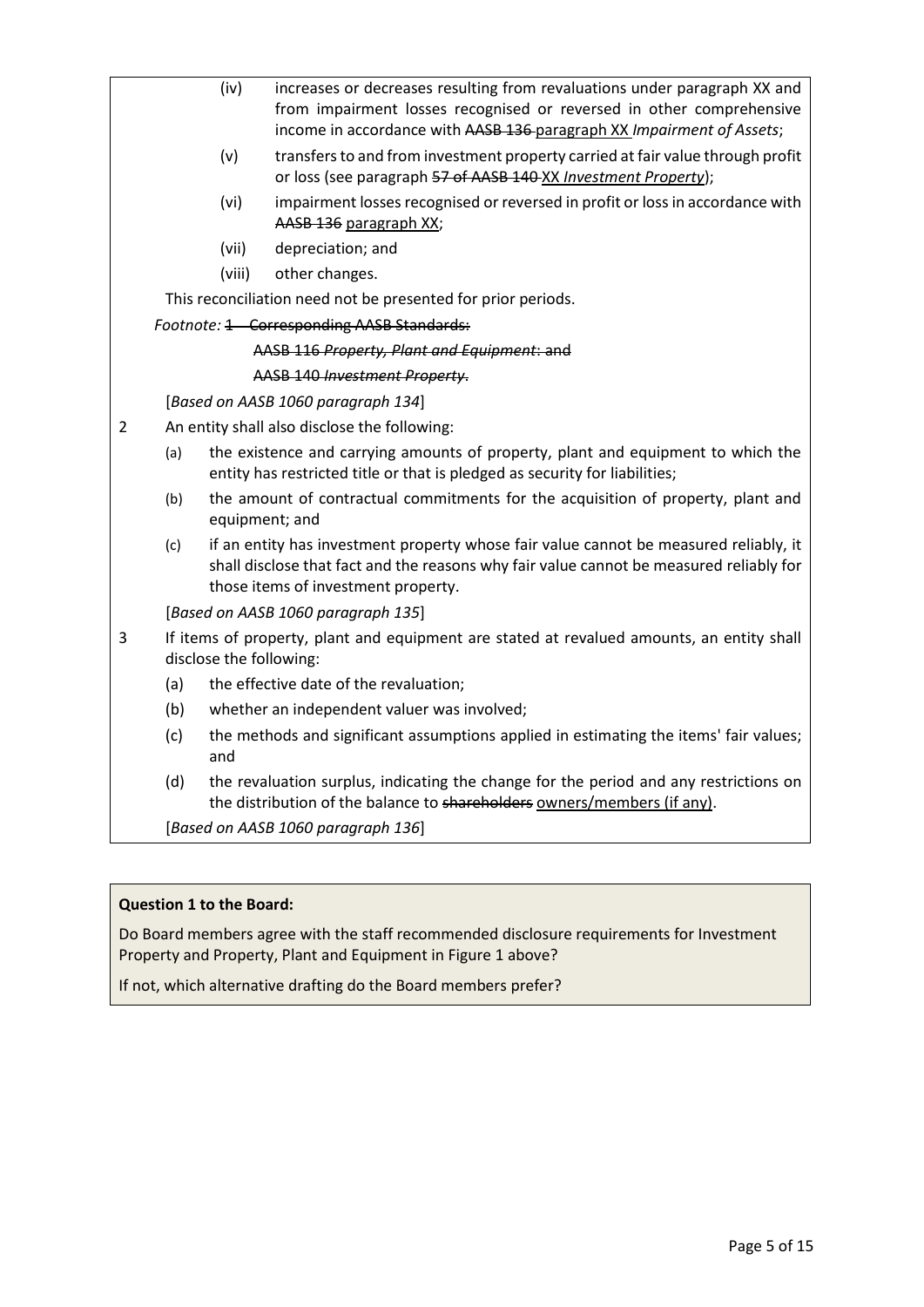(iv) increases or decreases resulting from revaluations under paragraph XX and from impairment losses recognised or reversed in other comprehensive income in accordance with ~~AASB 136~~ paragraph XX *Impairment of Assets*;

(v) transfers to and from investment property carried at fair value through profit or loss (see paragraph ~~57 of AASB 140~~ XX *Investment Property*);

(vi) impairment losses recognised or reversed in profit or loss in accordance with ~~AASB 136~~ paragraph XX;

(vii) depreciation; and

(viii) other changes.

This reconciliation need not be presented for prior periods.

*Footnote:* ~~1 Corresponding AASB Standards:~~

~~AASB 116 *Property, Plant and Equipment*: and~~

~~AASB 140 *Investment Property*.~~

[*Based on AASB 1060 paragraph 134*]

2 An entity shall also disclose the following:

(a) the existence and carrying amounts of property, plant and equipment to which the entity has restricted title or that is pledged as security for liabilities;

(b) the amount of contractual commitments for the acquisition of property, plant and equipment; and

(c) if an entity has investment property whose fair value cannot be measured reliably, it shall disclose that fact and the reasons why fair value cannot be measured reliably for those items of investment property.

[*Based on AASB 1060 paragraph 135*]

3 If items of property, plant and equipment are stated at revalued amounts, an entity shall disclose the following:

(a) the effective date of the revaluation;

(b) whether an independent valuer was involved;

(c) the methods and significant assumptions applied in estimating the items' fair values; and

(d) the revaluation surplus, indicating the change for the period and any restrictions on the distribution of the balance to ~~shareholders~~ owners/members (if any).

[*Based on AASB 1060 paragraph 136*]

**Question 1 to the Board:**

Do Board members agree with the staff recommended disclosure requirements for Investment Property and Property, Plant and Equipment in Figure 1 above?

If not, which alternative drafting do the Board members prefer?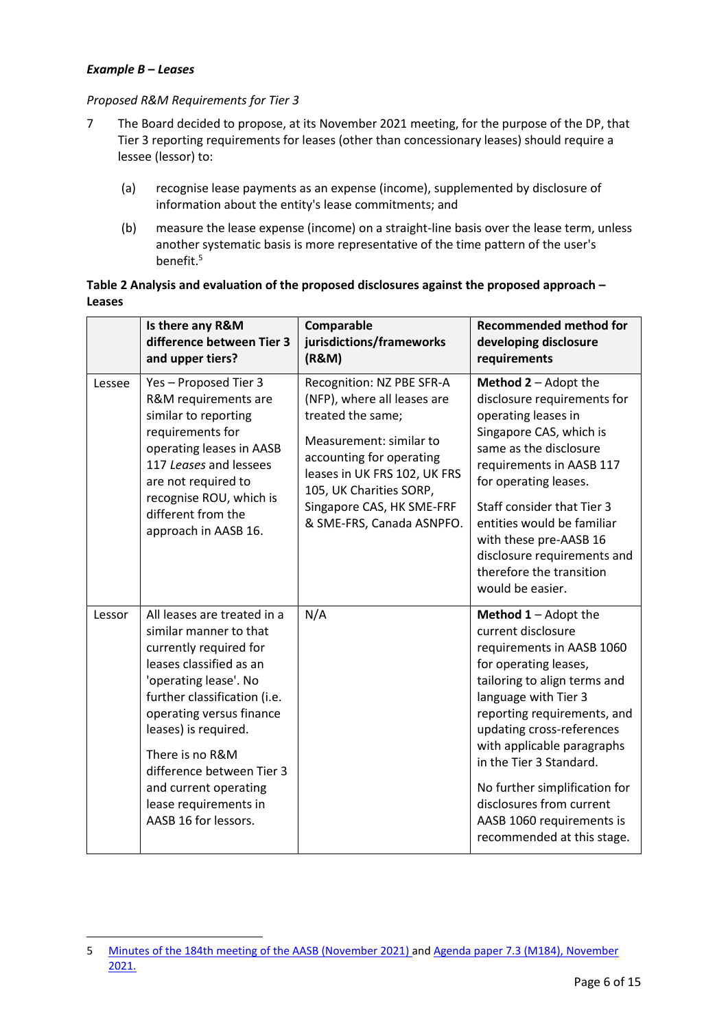***Example B – Leases***

*Proposed R&M Requirements for Tier 3*

7 The Board decided to propose, at its November 2021 meeting, for the purpose of the DP, that Tier 3 reporting requirements for leases (other than concessionary leases) should require a lessee (lessor) to:

(a) recognise lease payments as an expense (income), supplemented by disclosure of information about the entity's lease commitments; and

(b) measure the lease expense (income) on a straight-line basis over the lease term, unless another systematic basis is more representative of the time pattern of the user's benefit.[5]

**Table 2 Analysis and evaluation of the proposed disclosures against the proposed approach – Leases**

| | **Is there any R&M difference between Tier 3 and upper tiers?** | **Comparable jurisdictions/frameworks (R&M)** | **Recommended method for developing disclosure requirements** |
|---|---|---|---|
| Lessee | Yes – Proposed Tier 3 R&M requirements are similar to reporting requirements for operating leases in AASB 117 *Leases* and lessees are not required to recognise ROU, which is different from the approach in AASB 16. | Recognition: NZ PBE SFR-A (NFP), where all leases are treated the same;<br><br>Measurement: similar to accounting for operating leases in UK FRS 102, UK FRS 105, UK Charities SORP, Singapore CAS, HK SME-FRF & SME-FRS, Canada ASNPFO. | **Method 2** – Adopt the disclosure requirements for operating leases in Singapore CAS, which is same as the disclosure requirements in AASB 117 for operating leases.<br><br>Staff consider that Tier 3 entities would be familiar with these pre-AASB 16 disclosure requirements and therefore the transition would be easier. |
| Lessor | All leases are treated in a similar manner to that currently required for leases classified as an 'operating lease'. No further classification (i.e. operating versus finance leases) is required.<br><br>There is no R&M difference between Tier 3 and current operating lease requirements in AASB 16 for lessors. | N/A | **Method 1** – Adopt the current disclosure requirements in AASB 1060 for operating leases, tailoring to align terms and language with Tier 3 reporting requirements, and updating cross-references with applicable paragraphs in the Tier 3 Standard.<br><br>No further simplification for disclosures from current AASB 1060 requirements is recommended at this stage. |

---

5 Minutes of the 184th meeting of the AASB (November 2021) and Agenda paper 7.3 (M184), November 2021.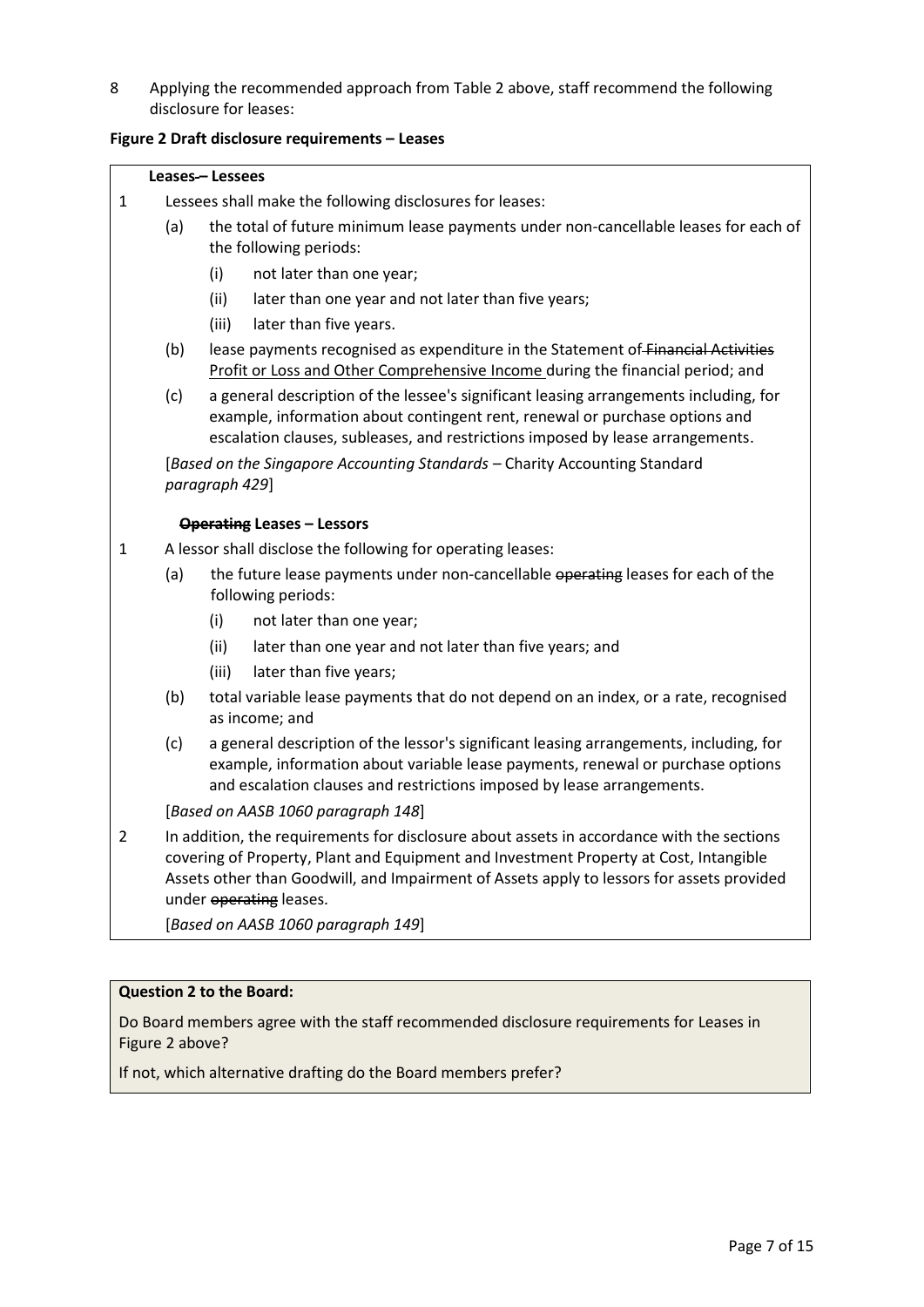8 Applying the recommended approach from Table 2 above, staff recommend the following disclosure for leases:

**Figure 2 Draft disclosure requirements – Leases**

**Leases ~~–~~ – Lessees**

1 Lessees shall make the following disclosures for leases:

(a) the total of future minimum lease payments under non-cancellable leases for each of the following periods:

(i) not later than one year;

(ii) later than one year and not later than five years;

(iii) later than five years.

(b) lease payments recognised as expenditure in the Statement of ~~Financial Activities~~ Profit or Loss and Other Comprehensive Income during the financial period; and

(c) a general description of the lessee's significant leasing arrangements including, for example, information about contingent rent, renewal or purchase options and escalation clauses, subleases, and restrictions imposed by lease arrangements.

[*Based on the Singapore Accounting Standards –* Charity Accounting Standard *paragraph 429*]

**~~Operating~~ Leases – Lessors**

1 A lessor shall disclose the following for operating leases:

(a) the future lease payments under non-cancellable ~~operating~~ leases for each of the following periods:

(i) not later than one year;

(ii) later than one year and not later than five years; and

(iii) later than five years;

(b) total variable lease payments that do not depend on an index, or a rate, recognised as income; and

(c) a general description of the lessor's significant leasing arrangements, including, for example, information about variable lease payments, renewal or purchase options and escalation clauses and restrictions imposed by lease arrangements.

[*Based on AASB 1060 paragraph 148*]

2 In addition, the requirements for disclosure about assets in accordance with the sections covering of Property, Plant and Equipment and Investment Property at Cost, Intangible Assets other than Goodwill, and Impairment of Assets apply to lessors for assets provided under ~~operating~~ leases.

[*Based on AASB 1060 paragraph 149*]

**Question 2 to the Board:**

Do Board members agree with the staff recommended disclosure requirements for Leases in Figure 2 above?

If not, which alternative drafting do the Board members prefer?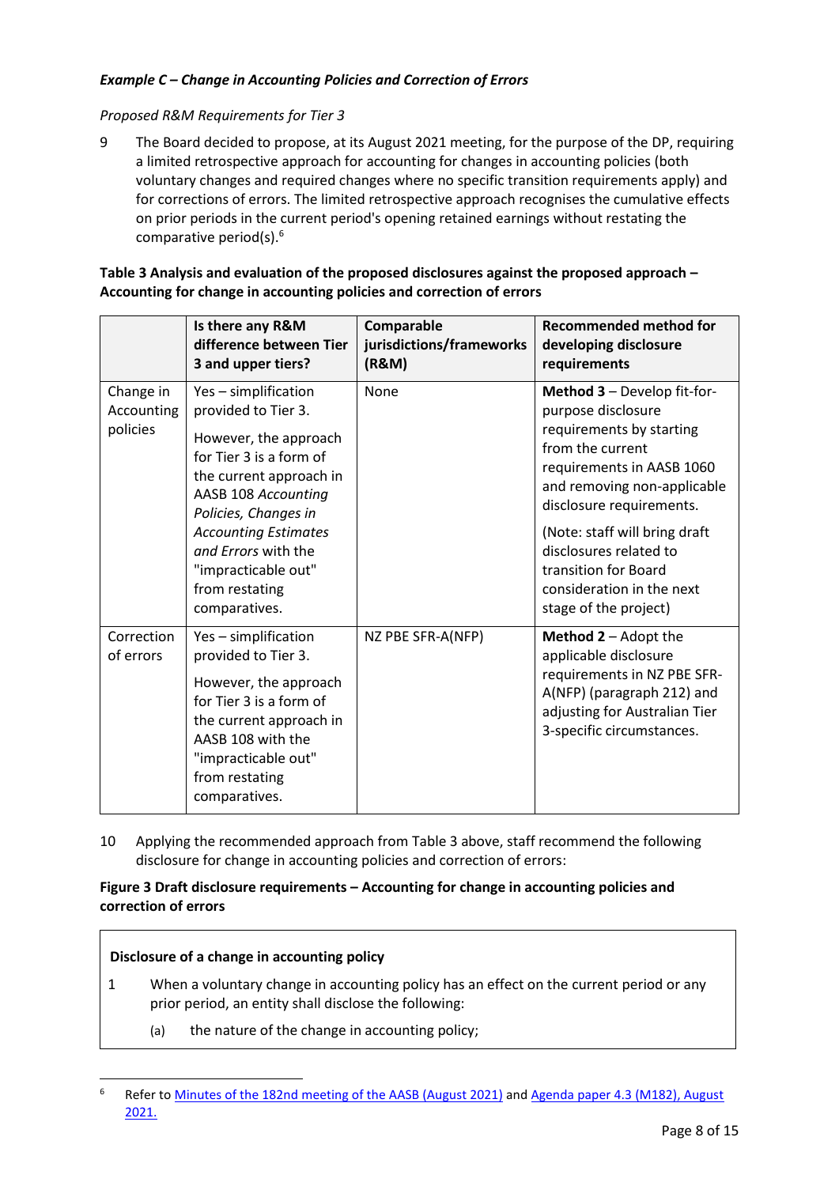***Example C – Change in Accounting Policies and Correction of Errors***

*Proposed R&M Requirements for Tier 3*

9 The Board decided to propose, at its August 2021 meeting, for the purpose of the DP, requiring a limited retrospective approach for accounting for changes in accounting policies (both voluntary changes and required changes where no specific transition requirements apply) and for corrections of errors. The limited retrospective approach recognises the cumulative effects on prior periods in the current period's opening retained earnings without restating the comparative period(s).[6]

**Table 3 Analysis and evaluation of the proposed disclosures against the proposed approach – Accounting for change in accounting policies and correction of errors**

| | Is there any R&M difference between Tier 3 and upper tiers? | Comparable jurisdictions/frameworks (R&M) | Recommended method for developing disclosure requirements |
|---|---|---|---|
| Change in Accounting policies | Yes – simplification provided to Tier 3.<br><br>However, the approach for Tier 3 is a form of the current approach in AASB 108 *Accounting Policies, Changes in Accounting Estimates and Errors* with the "impracticable out" from restating comparatives. | None | **Method 3** – Develop fit-for-purpose disclosure requirements by starting from the current requirements in AASB 1060 and removing non-applicable disclosure requirements.<br><br>(Note: staff will bring draft disclosures related to transition for Board consideration in the next stage of the project) |
| Correction of errors | Yes – simplification provided to Tier 3.<br><br>However, the approach for Tier 3 is a form of the current approach in AASB 108 with the "impracticable out" from restating comparatives. | NZ PBE SFR-A(NFP) | **Method 2** – Adopt the applicable disclosure requirements in NZ PBE SFR-A(NFP) (paragraph 212) and adjusting for Australian Tier 3-specific circumstances. |

10 Applying the recommended approach from Table 3 above, staff recommend the following disclosure for change in accounting policies and correction of errors:

**Figure 3 Draft disclosure requirements – Accounting for change in accounting policies and correction of errors**

**Disclosure of a change in accounting policy**

1 When a voluntary change in accounting policy has an effect on the current period or any prior period, an entity shall disclose the following:

(a) the nature of the change in accounting policy;

[6] Refer to Minutes of the 182nd meeting of the AASB (August 2021) and Agenda paper 4.3 (M182), August 2021.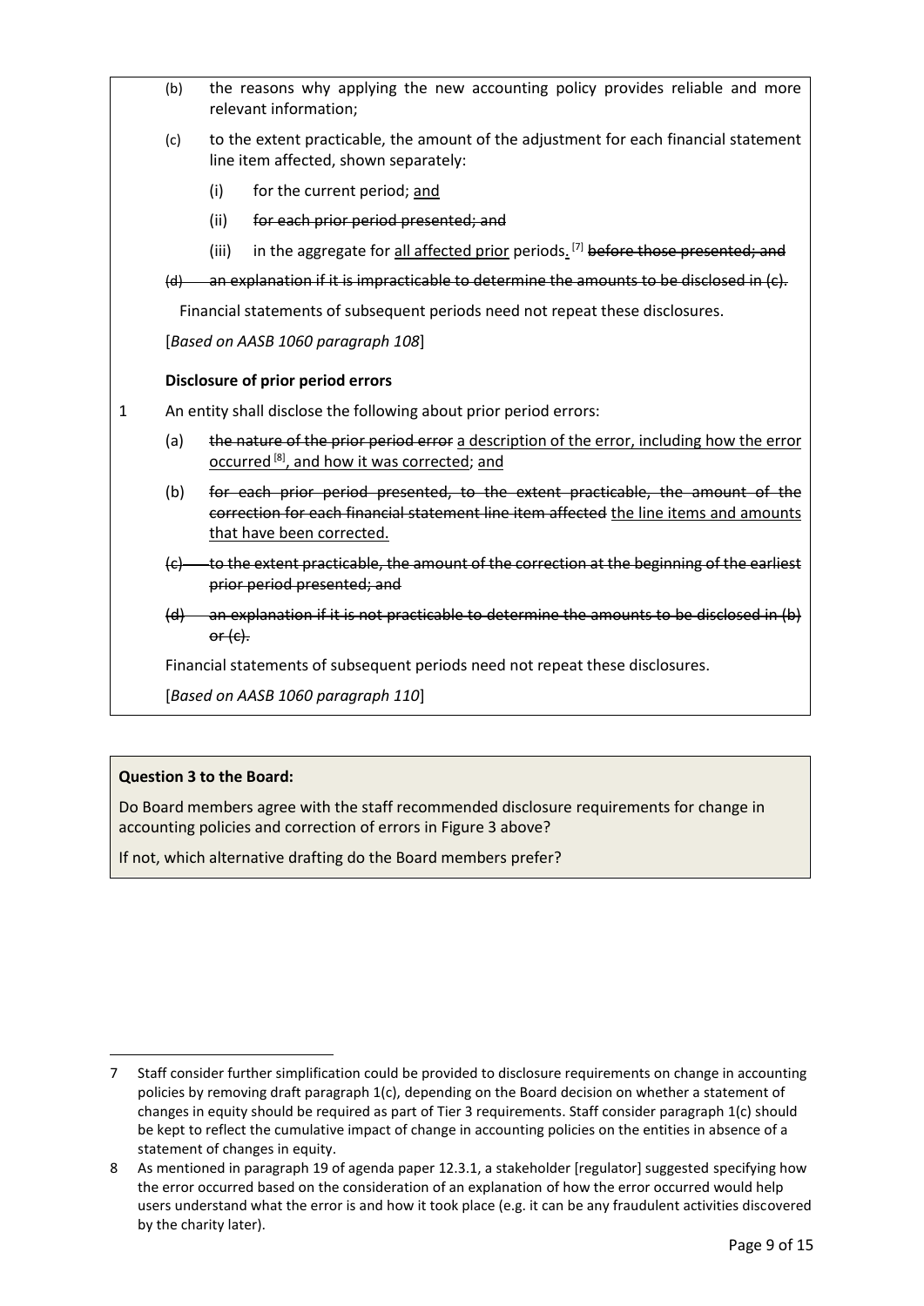(b) the reasons why applying the new accounting policy provides reliable and more relevant information;

(c) to the extent practicable, the amount of the adjustment for each financial statement line item affected, shown separately:

  (i) for the current period; <u>and</u>

  (ii) ~~for each prior period presented; and~~

  (iii) in the aggregate for <u>all affected prior</u> periods<u>.</u> [7] ~~before those presented; and~~

~~(d) an explanation if it is impracticable to determine the amounts to be disclosed in (c).~~

Financial statements of subsequent periods need not repeat these disclosures.

[*Based on AASB 1060 paragraph 108*]

**Disclosure of prior period errors**

1 An entity shall disclose the following about prior period errors:

(a) ~~the nature of the prior period error~~ <u>a description of the error, including how the error occurred</u> [8]<u>, and how it was corrected</u>; <u>and</u>

(b) ~~for each prior period presented, to the extent practicable, the amount of the correction for each financial statement line item affected~~ <u>the line items and amounts that have been corrected.</u>

~~(c) to the extent practicable, the amount of the correction at the beginning of the earliest prior period presented; and~~

~~(d) an explanation if it is not practicable to determine the amounts to be disclosed in (b) or (c).~~

Financial statements of subsequent periods need not repeat these disclosures.

[*Based on AASB 1060 paragraph 110*]

**Question 3 to the Board:**

Do Board members agree with the staff recommended disclosure requirements for change in accounting policies and correction of errors in Figure 3 above?

If not, which alternative drafting do the Board members prefer?

---

7 Staff consider further simplification could be provided to disclosure requirements on change in accounting policies by removing draft paragraph 1(c), depending on the Board decision on whether a statement of changes in equity should be required as part of Tier 3 requirements. Staff consider paragraph 1(c) should be kept to reflect the cumulative impact of change in accounting policies on the entities in absence of a statement of changes in equity.

8 As mentioned in paragraph 19 of agenda paper 12.3.1, a stakeholder [regulator] suggested specifying how the error occurred based on the consideration of an explanation of how the error occurred would help users understand what the error is and how it took place (e.g. it can be any fraudulent activities discovered by the charity later).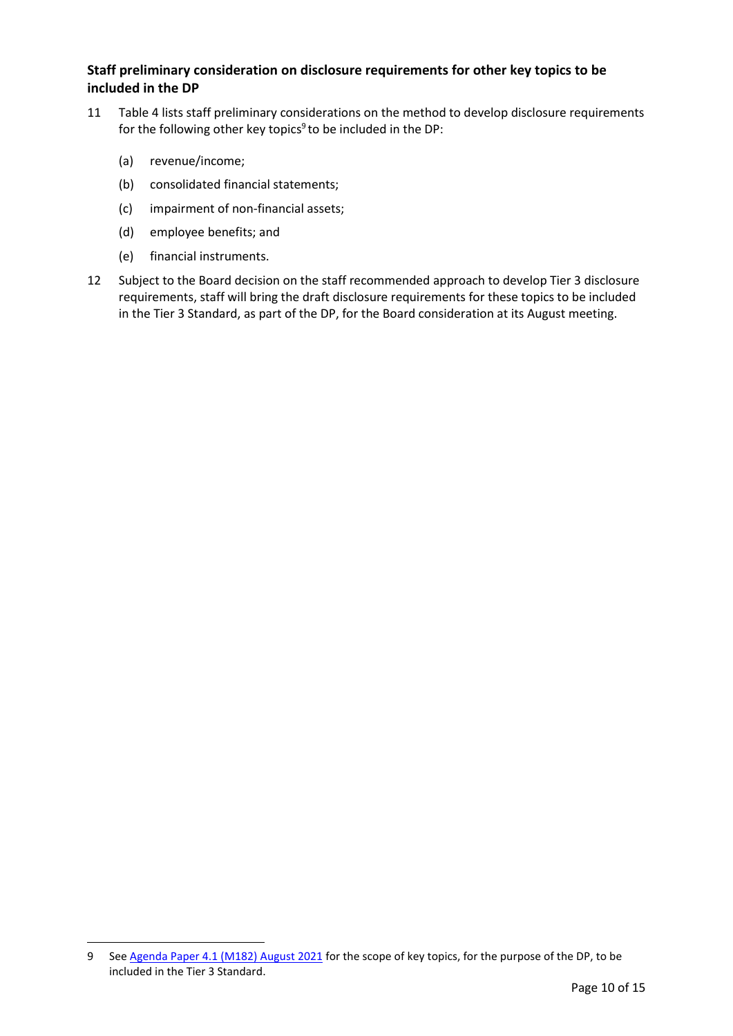### Staff preliminary consideration on disclosure requirements for other key topics to be included in the DP

11 Table 4 lists staff preliminary considerations on the method to develop disclosure requirements for the following other key topics[9] to be included in the DP:

(a) revenue/income;

(b) consolidated financial statements;

(c) impairment of non-financial assets;

(d) employee benefits; and

(e) financial instruments.

12 Subject to the Board decision on the staff recommended approach to develop Tier 3 disclosure requirements, staff will bring the draft disclosure requirements for these topics to be included in the Tier 3 Standard, as part of the DP, for the Board consideration at its August meeting.

---

9 See Agenda Paper 4.1 (M182) August 2021 for the scope of key topics, for the purpose of the DP, to be included in the Tier 3 Standard.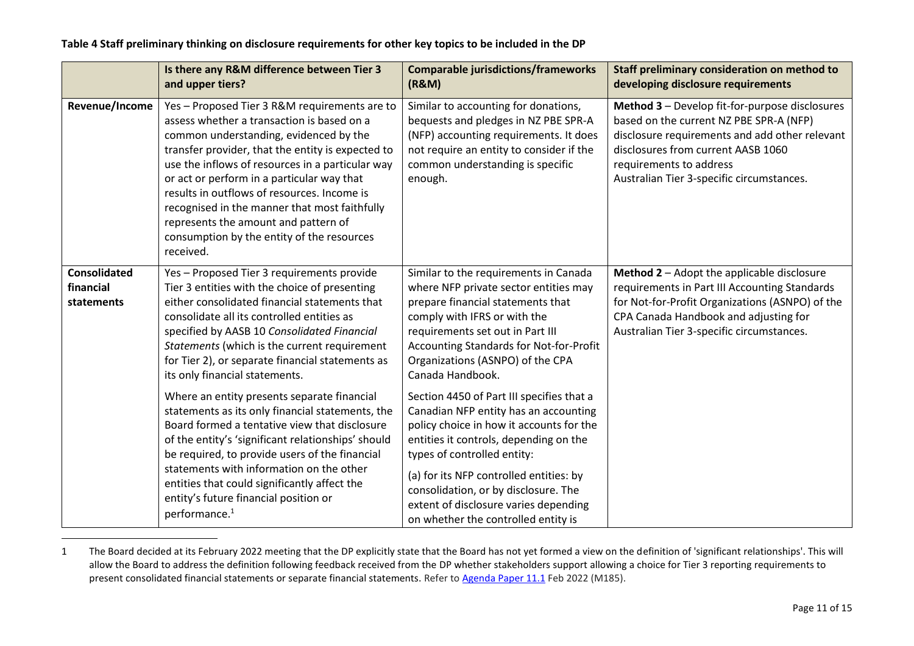**Table 4 Staff preliminary thinking on disclosure requirements for other key topics to be included in the DP**

| | Is there any R&M difference between Tier 3 and upper tiers? | Comparable jurisdictions/frameworks (R&M) | Staff preliminary consideration on method to developing disclosure requirements |
|---|---|---|---|
| **Revenue/Income** | Yes – Proposed Tier 3 R&M requirements are to assess whether a transaction is based on a common understanding, evidenced by the transfer provider, that the entity is expected to use the inflows of resources in a particular way or act or perform in a particular way that results in outflows of resources. Income is recognised in the manner that most faithfully represents the amount and pattern of consumption by the entity of the resources received. | Similar to accounting for donations, bequests and pledges in NZ PBE SPR-A (NFP) accounting requirements. It does not require an entity to consider if the common understanding is specific enough. | **Method 3** – Develop fit-for-purpose disclosures based on the current NZ PBE SPR-A (NFP) disclosure requirements and add other relevant disclosures from current AASB 1060 requirements to address Australian Tier 3-specific circumstances. |
| **Consolidated financial statements** | Yes – Proposed Tier 3 requirements provide Tier 3 entities with the choice of presenting either consolidated financial statements that consolidate all its controlled entities as specified by AASB 10 *Consolidated Financial Statements* (which is the current requirement for Tier 2), or separate financial statements as its only financial statements.<br><br>Where an entity presents separate financial statements as its only financial statements, the Board formed a tentative view that disclosure of the entity's 'significant relationships' should be required, to provide users of the financial statements with information on the other entities that could significantly affect the entity's future financial position or performance.[1] | Similar to the requirements in Canada where NFP private sector entities may prepare financial statements that comply with IFRS or with the requirements set out in Part III Accounting Standards for Not-for-Profit Organizations (ASNPO) of the CPA Canada Handbook.<br><br>Section 4450 of Part III specifies that a Canadian NFP entity has an accounting policy choice in how it accounts for the entities it controls, depending on the types of controlled entity:<br><br>(a) for its NFP controlled entities: by consolidation, or by disclosure. The extent of disclosure varies depending on whether the controlled entity is | **Method 2** – Adopt the applicable disclosure requirements in Part III Accounting Standards for Not-for-Profit Organizations (ASNPO) of the CPA Canada Handbook and adjusting for Australian Tier 3-specific circumstances. |

1 The Board decided at its February 2022 meeting that the DP explicitly state that the Board has not yet formed a view on the definition of 'significant relationships'. This will allow the Board to address the definition following feedback received from the DP whether stakeholders support allowing a choice for Tier 3 reporting requirements to present consolidated financial statements or separate financial statements. Refer to [Agenda Paper 11.1](#) Feb 2022 (M185).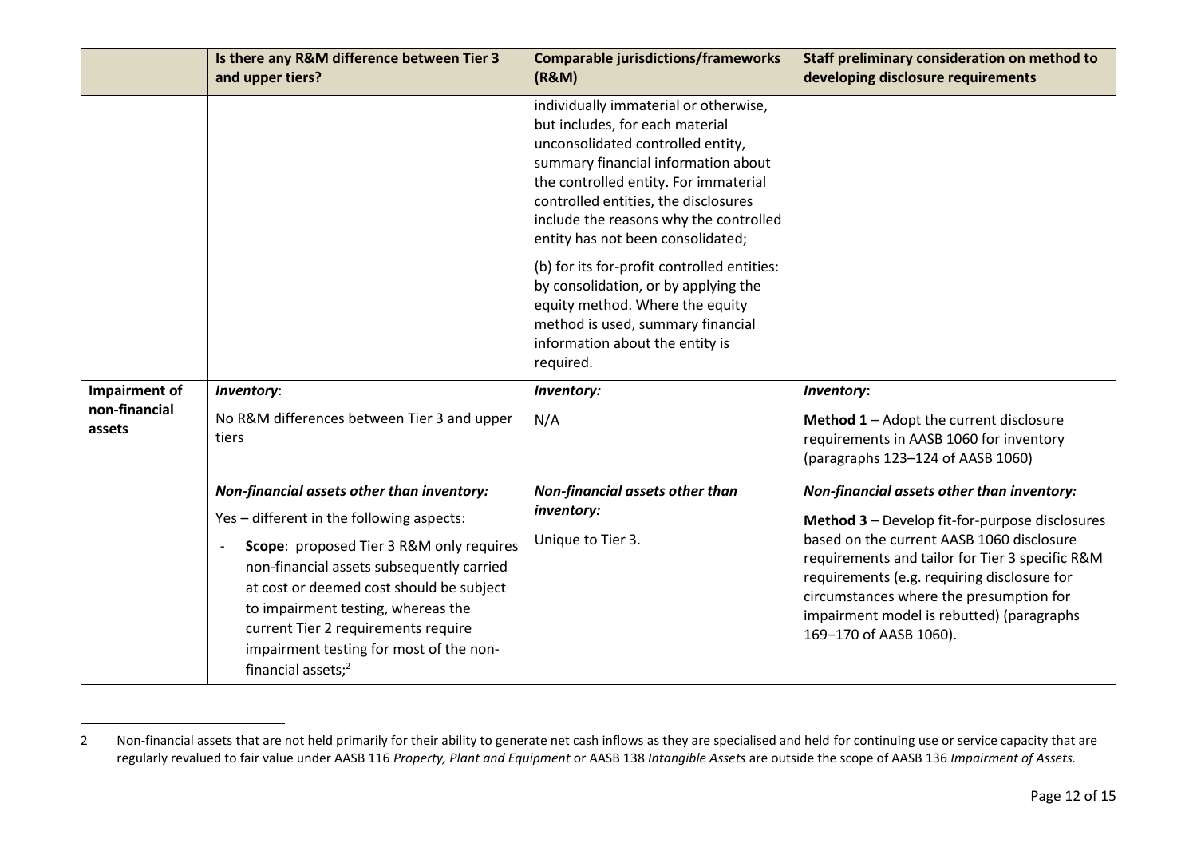| | Is there any R&M difference between Tier 3 and upper tiers? | Comparable jurisdictions/frameworks (R&M) | Staff preliminary consideration on method to developing disclosure requirements |
|---|---|---|---|
| | | individually immaterial or otherwise, but includes, for each material unconsolidated controlled entity, summary financial information about the controlled entity. For immaterial controlled entities, the disclosures include the reasons why the controlled entity has not been consolidated;<br><br>(b) for its for-profit controlled entities: by consolidation, or by applying the equity method. Where the equity method is used, summary financial information about the entity is required. | |
| **Impairment of non-financial assets** | ***Inventory***:<br><br>No R&M differences between Tier 3 and upper tiers<br><br>***Non-financial assets other than inventory:***<br><br>Yes – different in the following aspects:<br><br>- **Scope**: proposed Tier 3 R&M only requires non-financial assets subsequently carried at cost or deemed cost should be subject to impairment testing, whereas the current Tier 2 requirements require impairment testing for most of the non-financial assets;[2] | ***Inventory:***<br><br>N/A<br><br>***Non-financial assets other than inventory:***<br><br>Unique to Tier 3. | ***Inventory*:**<br><br>**Method 1** – Adopt the current disclosure requirements in AASB 1060 for inventory (paragraphs 123–124 of AASB 1060)<br><br>***Non-financial assets other than inventory:***<br><br>**Method 3** – Develop fit-for-purpose disclosures based on the current AASB 1060 disclosure requirements and tailor for Tier 3 specific R&M requirements (e.g. requiring disclosure for circumstances where the presumption for impairment model is rebutted) (paragraphs 169–170 of AASB 1060). |

2 Non-financial assets that are not held primarily for their ability to generate net cash inflows as they are specialised and held for continuing use or service capacity that are regularly revalued to fair value under AASB 116 *Property, Plant and Equipment* or AASB 138 *Intangible Assets* are outside the scope of AASB 136 *Impairment of Assets.*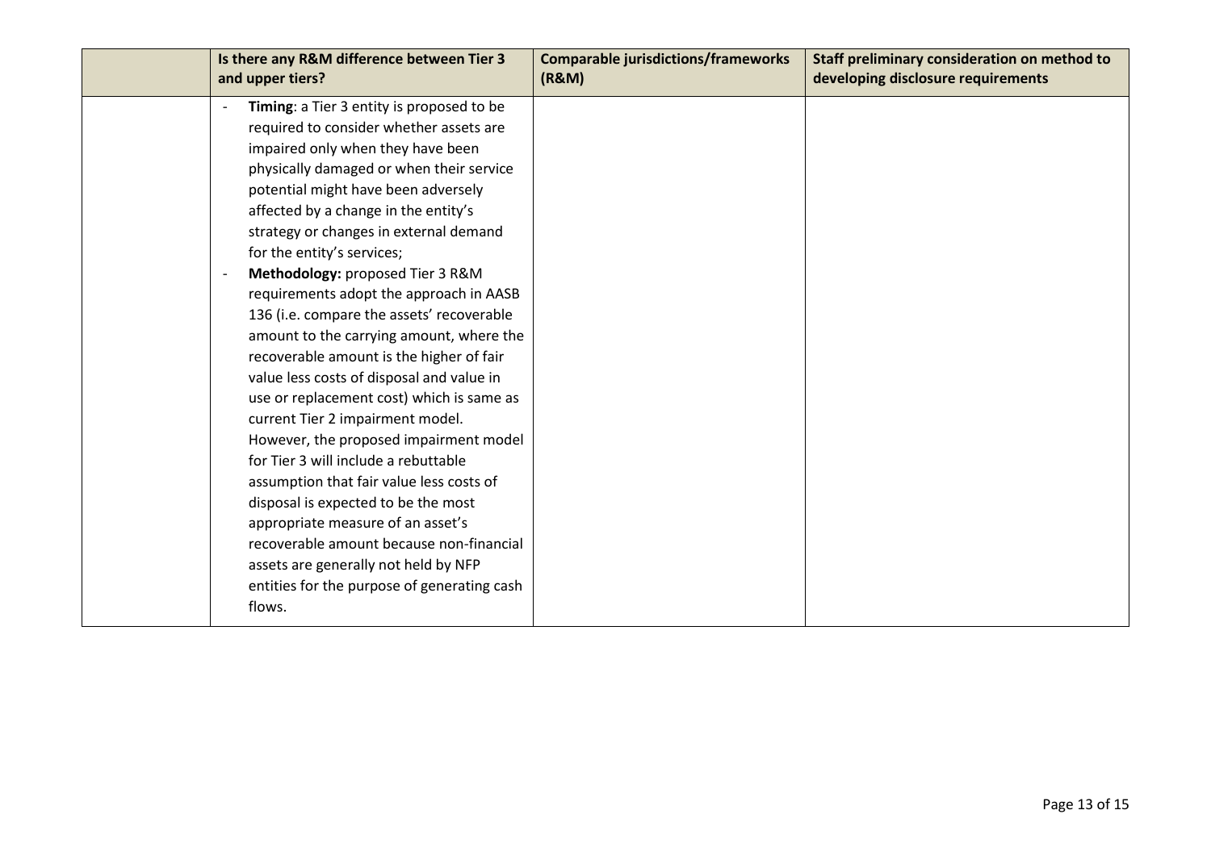|  | Is there any R&M difference between Tier 3 and upper tiers? | Comparable jurisdictions/frameworks (R&M) | Staff preliminary consideration on method to developing disclosure requirements |
|---|---|---|---|
|  | - **Timing**: a Tier 3 entity is proposed to be required to consider whether assets are impaired only when they have been physically damaged or when their service potential might have been adversely affected by a change in the entity's strategy or changes in external demand for the entity's services;<br>- **Methodology:** proposed Tier 3 R&M requirements adopt the approach in AASB 136 (i.e. compare the assets' recoverable amount to the carrying amount, where the recoverable amount is the higher of fair value less costs of disposal and value in use or replacement cost) which is same as current Tier 2 impairment model. However, the proposed impairment model for Tier 3 will include a rebuttable assumption that fair value less costs of disposal is expected to be the most appropriate measure of an asset's recoverable amount because non-financial assets are generally not held by NFP entities for the purpose of generating cash flows. |  |  |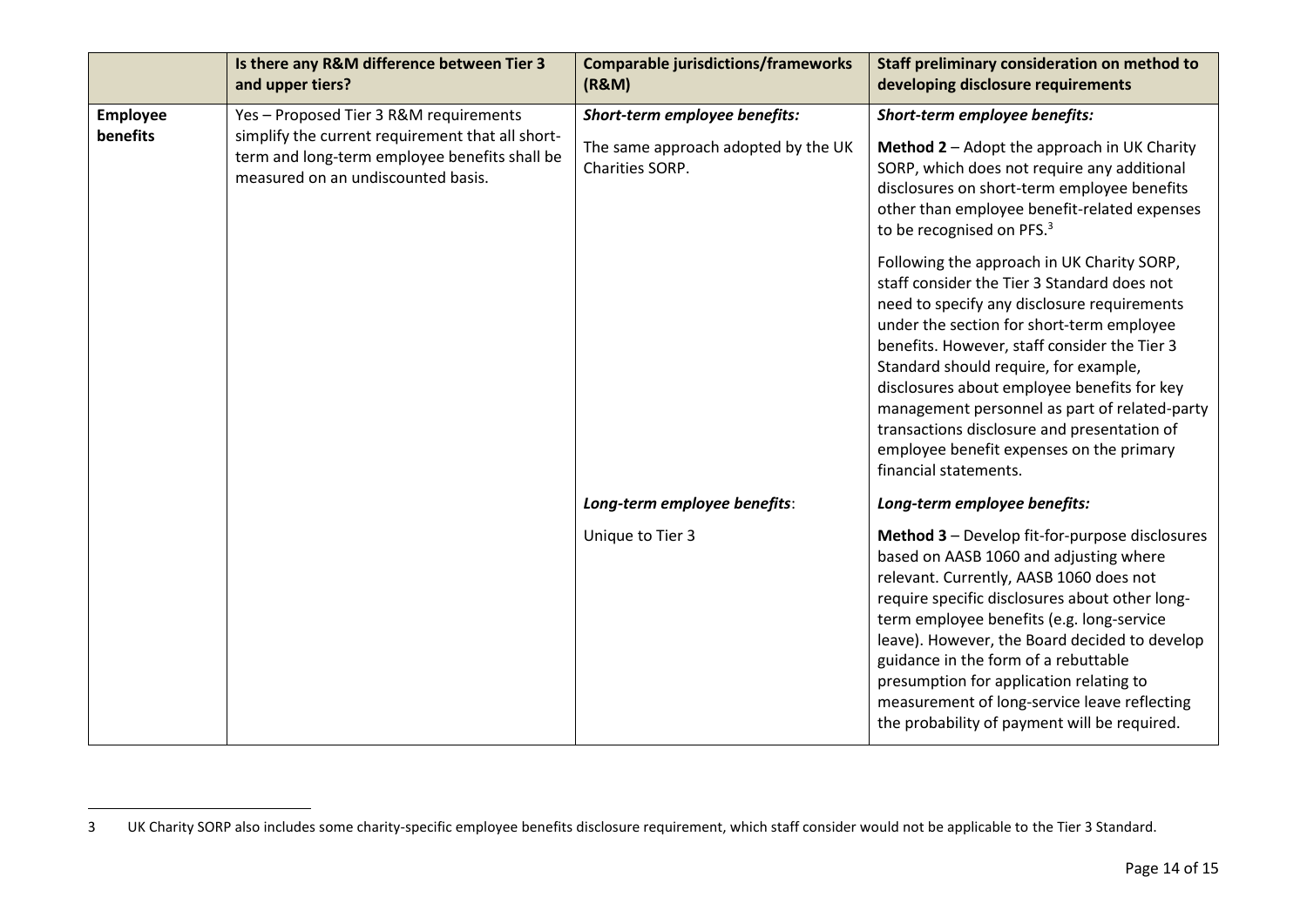| | Is there any R&M difference between Tier 3 and upper tiers? | Comparable jurisdictions/frameworks (R&M) | Staff preliminary consideration on method to developing disclosure requirements |
|---|---|---|---|
| **Employee benefits** | Yes – Proposed Tier 3 R&M requirements simplify the current requirement that all short-term and long-term employee benefits shall be measured on an undiscounted basis. | ***Short-term employee benefits:*** <br><br> The same approach adopted by the UK Charities SORP. | ***Short-term employee benefits:*** <br><br> **Method 2** – Adopt the approach in UK Charity SORP, which does not require any additional disclosures on short-term employee benefits other than employee benefit-related expenses to be recognised on PFS.[3] <br><br> Following the approach in UK Charity SORP, staff consider the Tier 3 Standard does not need to specify any disclosure requirements under the section for short-term employee benefits. However, staff consider the Tier 3 Standard should require, for example, disclosures about employee benefits for key management personnel as part of related-party transactions disclosure and presentation of employee benefit expenses on the primary financial statements. |
| | | ***Long-term employee benefits*:** <br><br> Unique to Tier 3 | ***Long-term employee benefits:*** <br><br> **Method 3** – Develop fit-for-purpose disclosures based on AASB 1060 and adjusting where relevant. Currently, AASB 1060 does not require specific disclosures about other long-term employee benefits (e.g. long-service leave). However, the Board decided to develop guidance in the form of a rebuttable presumption for application relating to measurement of long-service leave reflecting the probability of payment will be required. |

3 UK Charity SORP also includes some charity-specific employee benefits disclosure requirement, which staff consider would not be applicable to the Tier 3 Standard.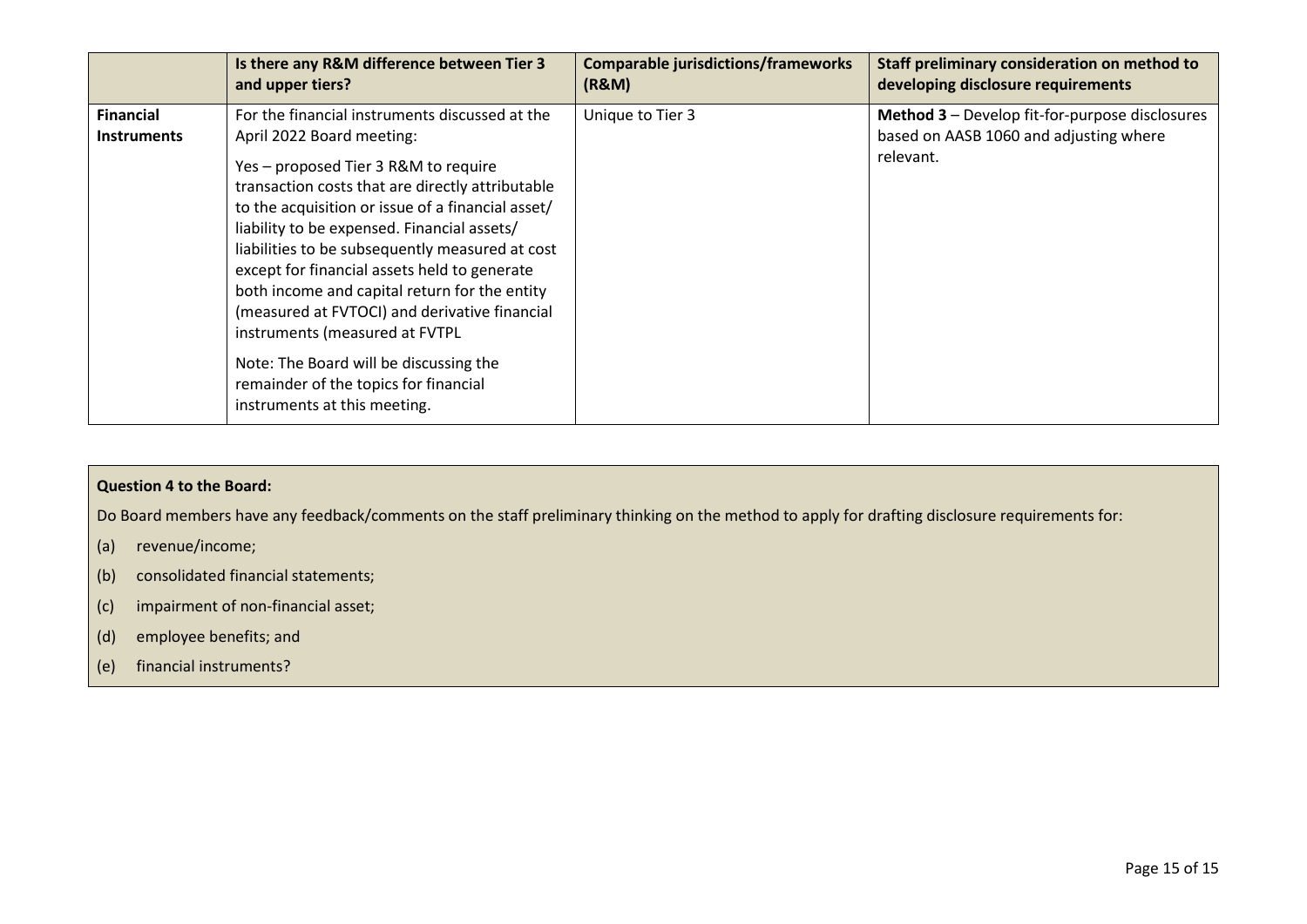| | Is there any R&M difference between Tier 3 and upper tiers? | Comparable jurisdictions/frameworks (R&M) | Staff preliminary consideration on method to developing disclosure requirements |
|---|---|---|---|
| **Financial Instruments** | For the financial instruments discussed at the April 2022 Board meeting:<br><br>Yes – proposed Tier 3 R&M to require transaction costs that are directly attributable to the acquisition or issue of a financial asset/ liability to be expensed. Financial assets/ liabilities to be subsequently measured at cost except for financial assets held to generate both income and capital return for the entity (measured at FVTOCI) and derivative financial instruments (measured at FVTPL<br><br>Note: The Board will be discussing the remainder of the topics for financial instruments at this meeting. | Unique to Tier 3 | **Method 3** – Develop fit-for-purpose disclosures based on AASB 1060 and adjusting where relevant. |

**Question 4 to the Board:**

Do Board members have any feedback/comments on the staff preliminary thinking on the method to apply for drafting disclosure requirements for:

(a) revenue/income;

(b) consolidated financial statements;

(c) impairment of non-financial asset;

(d) employee benefits; and

(e) financial instruments?